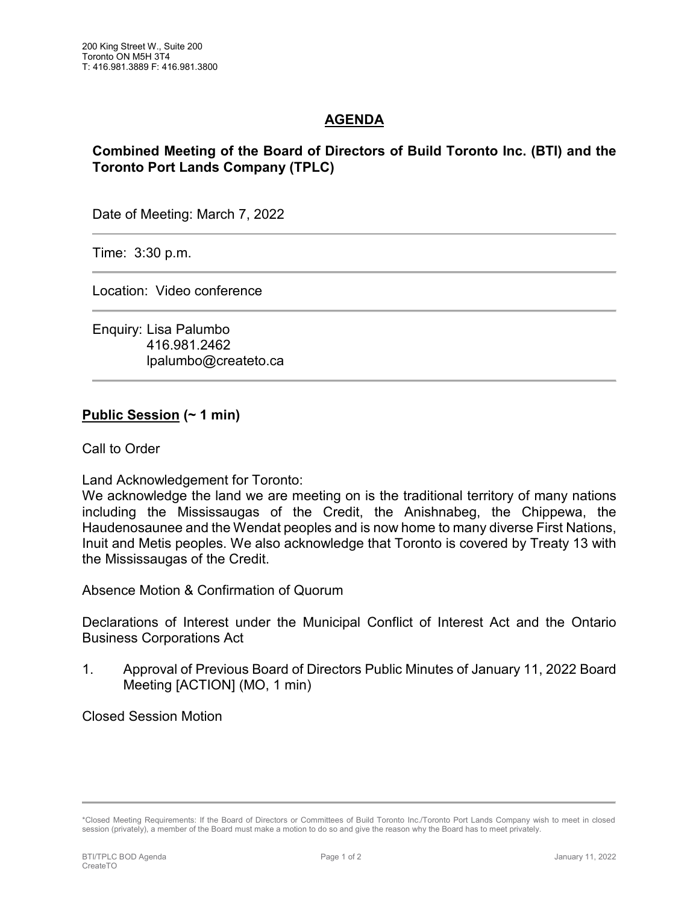200 King Street W., Suite 200
Toronto ON M5H 3T4
T: 416.981.3889 F: 416.981.3800

# AGENDA

## Combined Meeting of the Board of Directors of Build Toronto Inc. (BTI) and the Toronto Port Lands Company (TPLC)

Date of Meeting: March 7, 2022

---

Time: 3:30 p.m.

---

Location: Video conference

---

Enquiry: Lisa Palumbo
416.981.2462
lpalumbo@createto.ca

---

**Public Session (~ 1 min)**

Call to Order

Land Acknowledgement for Toronto:
We acknowledge the land we are meeting on is the traditional territory of many nations including the Mississaugas of the Credit, the Anishnabeg, the Chippewa, the Haudenosaunee and the Wendat peoples and is now home to many diverse First Nations, Inuit and Metis peoples. We also acknowledge that Toronto is covered by Treaty 13 with the Mississaugas of the Credit.

Absence Motion & Confirmation of Quorum

Declarations of Interest under the Municipal Conflict of Interest Act and the Ontario Business Corporations Act

1. Approval of Previous Board of Directors Public Minutes of January 11, 2022 Board Meeting [ACTION] (MO, 1 min)

Closed Session Motion

---

*Closed Meeting Requirements: If the Board of Directors or Committees of Build Toronto Inc./Toronto Port Lands Company wish to meet in closed session (privately), a member of the Board must make a motion to do so and give the reason why the Board has to meet privately.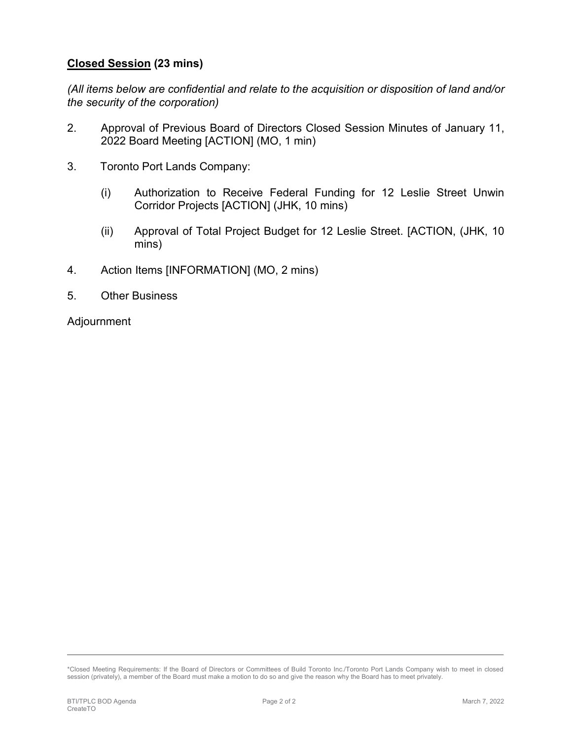**<u>Closed Session</u> (23 mins)**

*(All items below are confidential and relate to the acquisition or disposition of land and/or the security of the corporation)*

2. Approval of Previous Board of Directors Closed Session Minutes of January 11, 2022 Board Meeting [ACTION] (MO, 1 min)

3. Toronto Port Lands Company:

   (i) Authorization to Receive Federal Funding for 12 Leslie Street Unwin Corridor Projects [ACTION] (JHK, 10 mins)

   (ii) Approval of Total Project Budget for 12 Leslie Street. [ACTION, (JHK, 10 mins)

4. Action Items [INFORMATION] (MO, 2 mins)

5. Other Business

Adjournment

---

*Closed Meeting Requirements: If the Board of Directors or Committees of Build Toronto Inc./Toronto Port Lands Company wish to meet in closed session (privately), a member of the Board must make a motion to do so and give the reason why the Board has to meet privately.